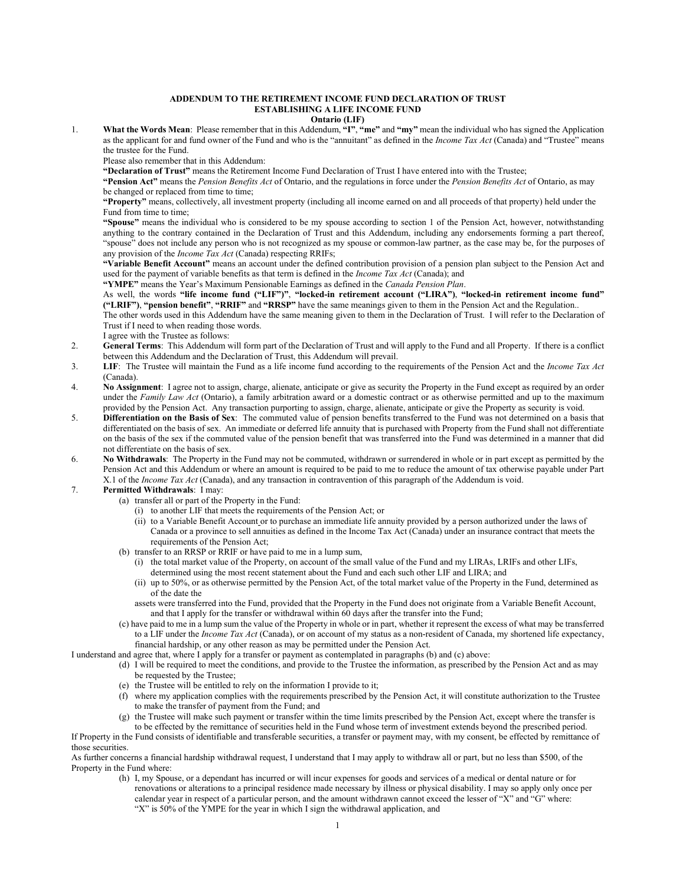# ADDENDUM TO THE RETIREMENT INCOME FUND DECLARATION OF TRUST ESTABLISHING A LIFE INCOME FUND

## Ontario (LIF)

1. **What the Words Mean**: Please remember that in this Addendum, **"I"**, **"me"** and **"my"** mean the individual who has signed the Application as the applicant for and fund owner of the Fund and who is the "annuitant" as defined in the *Income Tax Act* (Canada) and "Trustee" means the trustee for the Fund.

   Please also remember that in this Addendum:

   **"Declaration of Trust"** means the Retirement Income Fund Declaration of Trust I have entered into with the Trustee;

   **"Pension Act"** means the *Pension Benefits Act* of Ontario, and the regulations in force under the *Pension Benefits Act* of Ontario, as may be changed or replaced from time to time;

   **"Property"** means, collectively, all investment property (including all income earned on and all proceeds of that property) held under the Fund from time to time;

   **"Spouse"** means the individual who is considered to be my spouse according to section 1 of the Pension Act, however, notwithstanding anything to the contrary contained in the Declaration of Trust and this Addendum, including any endorsements forming a part thereof, "spouse" does not include any person who is not recognized as my spouse or common-law partner, as the case may be, for the purposes of any provision of the *Income Tax Act* (Canada) respecting RRIFs;

   **"Variable Benefit Account"** means an account under the defined contribution provision of a pension plan subject to the Pension Act and used for the payment of variable benefits as that term is defined in the *Income Tax Act* (Canada); and

   **"YMPE"** means the Year's Maximum Pensionable Earnings as defined in the *Canada Pension Plan*.

   As well, the words **"life income fund ("LIF")"**, **"locked-in retirement account ("LIRA")**, **"locked-in retirement income fund" ("LRIF")**, **"pension benefit"**, **"RRIF"** and **"RRSP"** have the same meanings given to them in the Pension Act and the Regulation..

   The other words used in this Addendum have the same meaning given to them in the Declaration of Trust. I will refer to the Declaration of Trust if I need to when reading those words.

   I agree with the Trustee as follows:

2. **General Terms**: This Addendum will form part of the Declaration of Trust and will apply to the Fund and all Property. If there is a conflict between this Addendum and the Declaration of Trust, this Addendum will prevail.

3. **LIF**: The Trustee will maintain the Fund as a life income fund according to the requirements of the Pension Act and the *Income Tax Act* (Canada).

4. **No Assignment**: I agree not to assign, charge, alienate, anticipate or give as security the Property in the Fund except as required by an order under the *Family Law Act* (Ontario), a family arbitration award or a domestic contract or as otherwise permitted and up to the maximum provided by the Pension Act. Any transaction purporting to assign, charge, alienate, anticipate or give the Property as security is void.

5. **Differentiation on the Basis of Sex**: The commuted value of pension benefits transferred to the Fund was not determined on a basis that differentiated on the basis of sex. An immediate or deferred life annuity that is purchased with Property from the Fund shall not differentiate on the basis of the sex if the commuted value of the pension benefit that was transferred into the Fund was determined in a manner that did not differentiate on the basis of sex.

6. **No Withdrawals**: The Property in the Fund may not be commuted, withdrawn or surrendered in whole or in part except as permitted by the Pension Act and this Addendum or where an amount is required to be paid to me to reduce the amount of tax otherwise payable under Part X.1 of the *Income Tax Act* (Canada), and any transaction in contravention of this paragraph of the Addendum is void.

7. **Permitted Withdrawals**: I may:

   (a) transfer all or part of the Property in the Fund:

   - (i) to another LIF that meets the requirements of the Pension Act; or
   - (ii) to a Variable Benefit Account or to purchase an immediate life annuity provided by a person authorized under the laws of Canada or a province to sell annuities as defined in the Income Tax Act (Canada) under an insurance contract that meets the requirements of the Pension Act;

   (b) transfer to an RRSP or RRIF or have paid to me in a lump sum,

   - (i) the total market value of the Property, on account of the small value of the Fund and my LIRAs, LRIFs and other LIFs, determined using the most recent statement about the Fund and each such other LIF and LIRA; and
   - (ii) up to 50%, or as otherwise permitted by the Pension Act, of the total market value of the Property in the Fund, determined as of the date the assets were transferred into the Fund, provided that the Property in the Fund does not originate from a Variable Benefit Account, and that I apply for the transfer or withdrawal within 60 days after the transfer into the Fund;

   (c) have paid to me in a lump sum the value of the Property in whole or in part, whether it represent the excess of what may be transferred to a LIF under the *Income Tax Act* (Canada), or on account of my status as a non-resident of Canada, my shortened life expectancy, financial hardship, or any other reason as may be permitted under the Pension Act.

I understand and agree that, where I apply for a transfer or payment as contemplated in paragraphs (b) and (c) above:

(d) I will be required to meet the conditions, and provide to the Trustee the information, as prescribed by the Pension Act and as may be requested by the Trustee;

(e) the Trustee will be entitled to rely on the information I provide to it;

(f) where my application complies with the requirements prescribed by the Pension Act, it will constitute authorization to the Trustee to make the transfer of payment from the Fund; and

(g) the Trustee will make such payment or transfer within the time limits prescribed by the Pension Act, except where the transfer is to be effected by the remittance of securities held in the Fund whose term of investment extends beyond the prescribed period.

If Property in the Fund consists of identifiable and transferable securities, a transfer or payment may, with my consent, be effected by remittance of those securities.

As further concerns a financial hardship withdrawal request, I understand that I may apply to withdraw all or part, but no less than $500, of the Property in the Fund where:

(h) I, my Spouse, or a dependant has incurred or will incur expenses for goods and services of a medical or dental nature or for renovations or alterations to a principal residence made necessary by illness or physical disability. I may so apply only once per calendar year in respect of a particular person, and the amount withdrawn cannot exceed the lesser of "X" and "G" where:

"X" is 50% of the YMPE for the year in which I sign the withdrawal application, and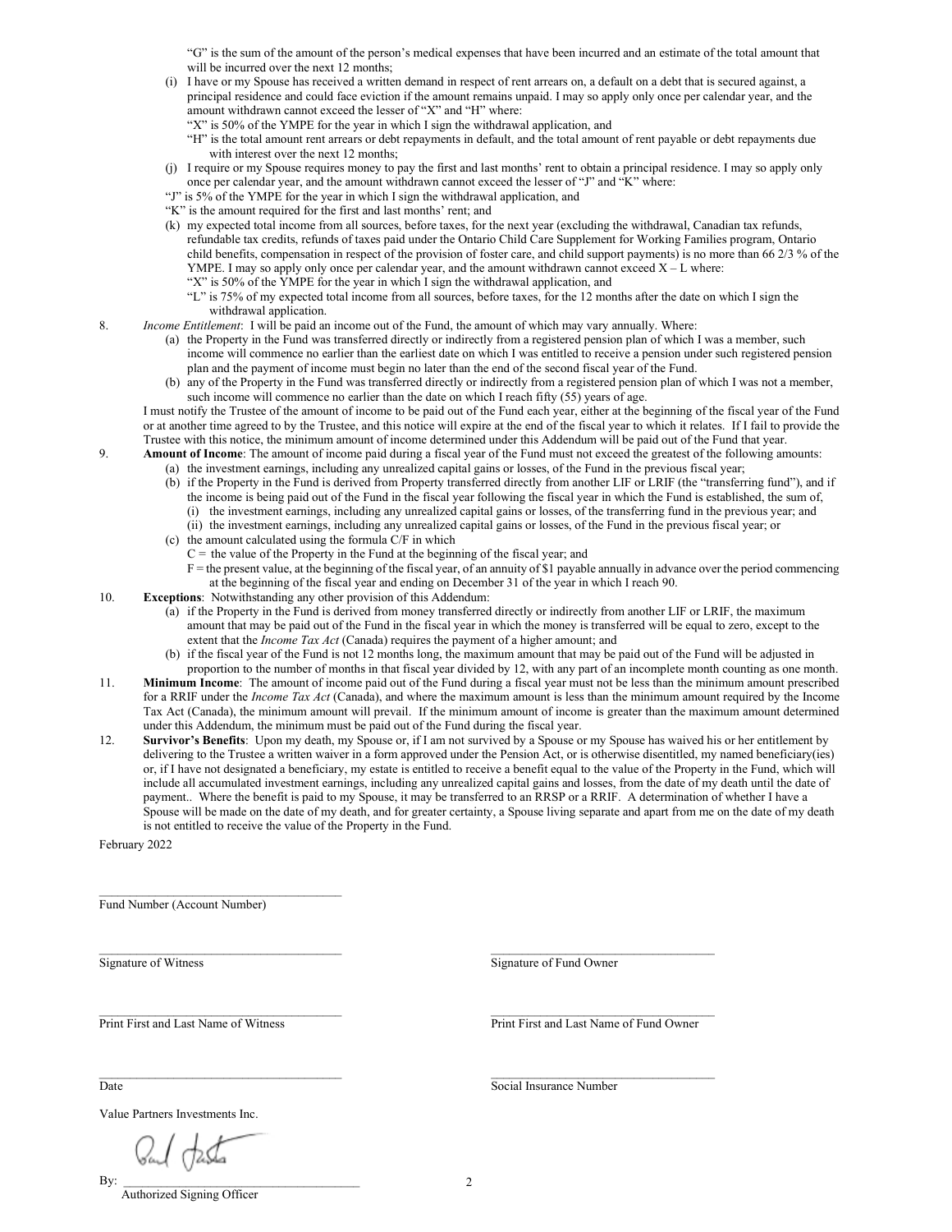"G" is the sum of the amount of the person's medical expenses that have been incurred and an estimate of the total amount that will be incurred over the next 12 months;

(i) I have or my Spouse has received a written demand in respect of rent arrears on, a default on a debt that is secured against, a principal residence and could face eviction if the amount remains unpaid. I may so apply only once per calendar year, and the amount withdrawn cannot exceed the lesser of "X" and "H" where:
"X" is 50% of the YMPE for the year in which I sign the withdrawal application, and
"H" is the total amount rent arrears or debt repayments in default, and the total amount of rent payable or debt repayments due with interest over the next 12 months;

(j) I require or my Spouse requires money to pay the first and last months' rent to obtain a principal residence. I may so apply only once per calendar year, and the amount withdrawn cannot exceed the lesser of "J" and "K" where:
"J" is 5% of the YMPE for the year in which I sign the withdrawal application, and
"K" is the amount required for the first and last months' rent; and

(k) my expected total income from all sources, before taxes, for the next year (excluding the withdrawal, Canadian tax refunds, refundable tax credits, refunds of taxes paid under the Ontario Child Care Supplement for Working Families program, Ontario child benefits, compensation in respect of the provision of foster care, and child support payments) is no more than 66 2/3 % of the YMPE. I may so apply only once per calendar year, and the amount withdrawn cannot exceed X – L where:
"X" is 50% of the YMPE for the year in which I sign the withdrawal application, and
"L" is 75% of my expected total income from all sources, before taxes, for the 12 months after the date on which I sign the withdrawal application.

8. *Income Entitlement*: I will be paid an income out of the Fund, the amount of which may vary annually. Where:
   (a) the Property in the Fund was transferred directly or indirectly from a registered pension plan of which I was a member, such income will commence no earlier than the earliest date on which I was entitled to receive a pension under such registered pension plan and the payment of income must begin no later than the end of the second fiscal year of the Fund.
   (b) any of the Property in the Fund was transferred directly or indirectly from a registered pension plan of which I was not a member, such income will commence no earlier than the date on which I reach fifty (55) years of age.

   I must notify the Trustee of the amount of income to be paid out of the Fund each year, either at the beginning of the fiscal year of the Fund or at another time agreed to by the Trustee, and this notice will expire at the end of the fiscal year to which it relates. If I fail to provide the Trustee with this notice, the minimum amount of income determined under this Addendum will be paid out of the Fund that year.

9. **Amount of Income**: The amount of income paid during a fiscal year of the Fund must not exceed the greatest of the following amounts:
   (a) the investment earnings, including any unrealized capital gains or losses, of the Fund in the previous fiscal year;
   (b) if the Property in the Fund is derived from Property transferred directly from another LIF or LRIF (the "transferring fund"), and if the income is being paid out of the Fund in the fiscal year following the fiscal year in which the Fund is established, the sum of,
      (i) the investment earnings, including any unrealized capital gains or losses, of the transferring fund in the previous year; and
      (ii) the investment earnings, including any unrealized capital gains or losses, of the Fund in the previous fiscal year; or
   (c) the amount calculated using the formula C/F in which
      C = the value of the Property in the Fund at the beginning of the fiscal year; and
      F = the present value, at the beginning of the fiscal year, of an annuity of $1 payable annually in advance over the period commencing at the beginning of the fiscal year and ending on December 31 of the year in which I reach 90.

10. **Exceptions**: Notwithstanding any other provision of this Addendum:
   (a) if the Property in the Fund is derived from money transferred directly or indirectly from another LIF or LRIF, the maximum amount that may be paid out of the Fund in the fiscal year in which the money is transferred will be equal to zero, except to the extent that the *Income Tax Act* (Canada) requires the payment of a higher amount; and
   (b) if the fiscal year of the Fund is not 12 months long, the maximum amount that may be paid out of the Fund will be adjusted in proportion to the number of months in that fiscal year divided by 12, with any part of an incomplete month counting as one month.

11. **Minimum Income**: The amount of income paid out of the Fund during a fiscal year must not be less than the minimum amount prescribed for a RRIF under the *Income Tax Act* (Canada), and where the maximum amount is less than the minimum amount required by the Income Tax Act (Canada), the minimum amount will prevail. If the minimum amount of income is greater than the maximum amount determined under this Addendum, the minimum must be paid out of the Fund during the fiscal year.

12. **Survivor's Benefits**: Upon my death, my Spouse or, if I am not survived by a Spouse or my Spouse has waived his or her entitlement by delivering to the Trustee a written waiver in a form approved under the Pension Act, or is otherwise disentitled, my named beneficiary(ies) or, if I have not designated a beneficiary, my estate is entitled to receive a benefit equal to the value of the Property in the Fund, which will include all accumulated investment earnings, including any unrealized capital gains and losses, from the date of my death until the date of payment.. Where the benefit is paid to my Spouse, it may be transferred to an RRSP or a RRIF. A determination of whether I have a Spouse will be made on the date of my death, and for greater certainty, a Spouse living separate and apart from me on the date of my death is not entitled to receive the value of the Property in the Fund.

February 2022

\_\_\_\_\_\_\_\_\_\_\_\_\_\_\_\_\_\_\_\_\_\_\_\_\_\_\_\_\_\_\_\_\_\_\_\_\_\_
Fund Number (Account Number)

\_\_\_\_\_\_\_\_\_\_\_\_\_\_\_\_\_\_\_\_\_\_\_\_\_\_\_\_\_\_\_\_\_\_\_\_\_\_
Signature of Witness

\_\_\_\_\_\_\_\_\_\_\_\_\_\_\_\_\_\_\_\_\_\_\_\_\_\_\_\_\_\_\_\_\_\_\_\_\_\_
Signature of Fund Owner

\_\_\_\_\_\_\_\_\_\_\_\_\_\_\_\_\_\_\_\_\_\_\_\_\_\_\_\_\_\_\_\_\_\_\_\_\_\_
Print First and Last Name of Witness

\_\_\_\_\_\_\_\_\_\_\_\_\_\_\_\_\_\_\_\_\_\_\_\_\_\_\_\_\_\_\_\_\_\_\_\_\_\_
Print First and Last Name of Fund Owner

\_\_\_\_\_\_\_\_\_\_\_\_\_\_\_\_\_\_\_\_\_\_\_\_\_\_\_\_\_\_\_\_\_\_\_\_\_\_
Date

\_\_\_\_\_\_\_\_\_\_\_\_\_\_\_\_\_\_\_\_\_\_\_\_\_\_\_\_\_\_\_\_\_\_\_\_\_\_
Social Insurance Number

Value Partners Investments Inc.

By: \_\_\_\_\_\_\_\_\_\_\_\_\_\_\_\_\_\_\_\_\_\_\_\_\_\_\_\_\_\_\_\_\_\_\_\_\_\_
Authorized Signing Officer